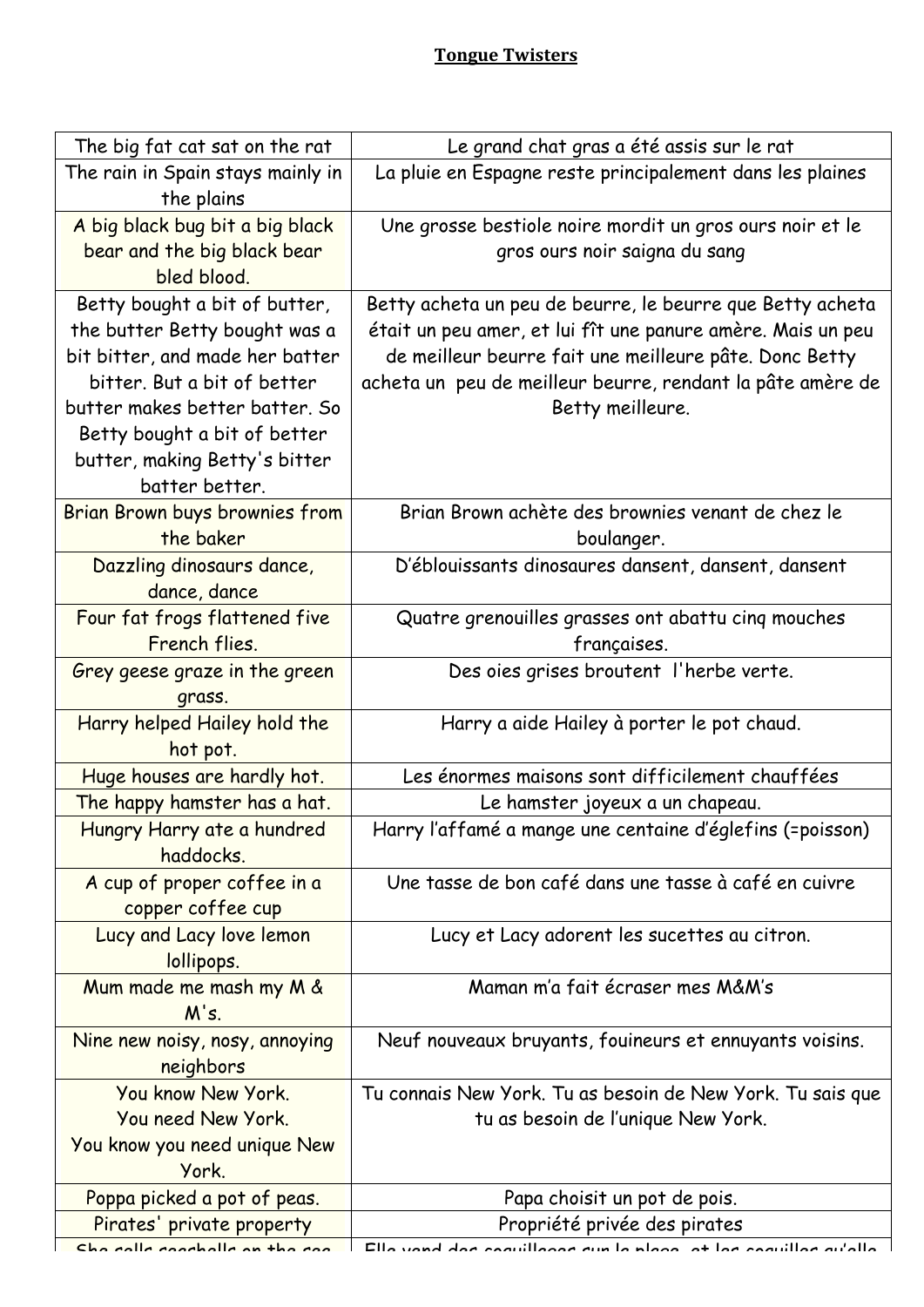# **Tongue Twisters**

| | |
|---|---|
| The big fat cat sat on the rat | Le grand chat gras a été assis sur le rat |
| The rain in Spain stays mainly in the plains | La pluie en Espagne reste principalement dans les plaines |
| A big black bug bit a big black bear and the big black bear bled blood. | Une grosse bestiole noire mordit un gros ours noir et le gros ours noir saigna du sang |
| Betty bought a bit of butter, the butter Betty bought was a bit bitter, and made her batter bitter. But a bit of better butter makes better batter. So Betty bought a bit of better butter, making Betty's bitter batter better. | Betty acheta un peu de beurre, le beurre que Betty acheta était un peu amer, et lui fît une panure amère. Mais un peu de meilleur beurre fait une meilleure pâte. Donc Betty acheta un peu de meilleur beurre, rendant la pâte amère de Betty meilleure. |
| Brian Brown buys brownies from the baker | Brian Brown achète des brownies venant de chez le boulanger. |
| Dazzling dinosaurs dance, dance, dance | D'éblouissants dinosaures dansent, dansent, dansent |
| Four fat frogs flattened five French flies. | Quatre grenouilles grasses ont abattu cinq mouches françaises. |
| Grey geese graze in the green grass. | Des oies grises broutent l'herbe verte. |
| Harry helped Hailey hold the hot pot. | Harry a aide Hailey à porter le pot chaud. |
| Huge houses are hardly hot. | Les énormes maisons sont difficilement chauffées |
| The happy hamster has a hat. | Le hamster joyeux a un chapeau. |
| Hungry Harry ate a hundred haddocks. | Harry l'affamé a mange une centaine d'églefins (=poisson) |
| A cup of proper coffee in a copper coffee cup | Une tasse de bon café dans une tasse à café en cuivre |
| Lucy and Lacy love lemon lollipops. | Lucy et Lacy adorent les sucettes au citron. |
| Mum made me mash my M & M's. | Maman m'a fait écraser mes M&M's |
| Nine new noisy, nosy, annoying neighbors | Neuf nouveaux bruyants, fouineurs et ennuyants voisins. |
| You know New York.<br>You need New York.<br>You know you need unique New York. | Tu connais New York. Tu as besoin de New York. Tu sais que tu as besoin de l'unique New York. |
| Poppa picked a pot of peas. | Papa choisit un pot de pois. |
| Pirates' private property | Propriété privée des pirates |
| She sells seashells on the sea | Elle vend des coquillages sur la plage, et les coquilles qu'elle |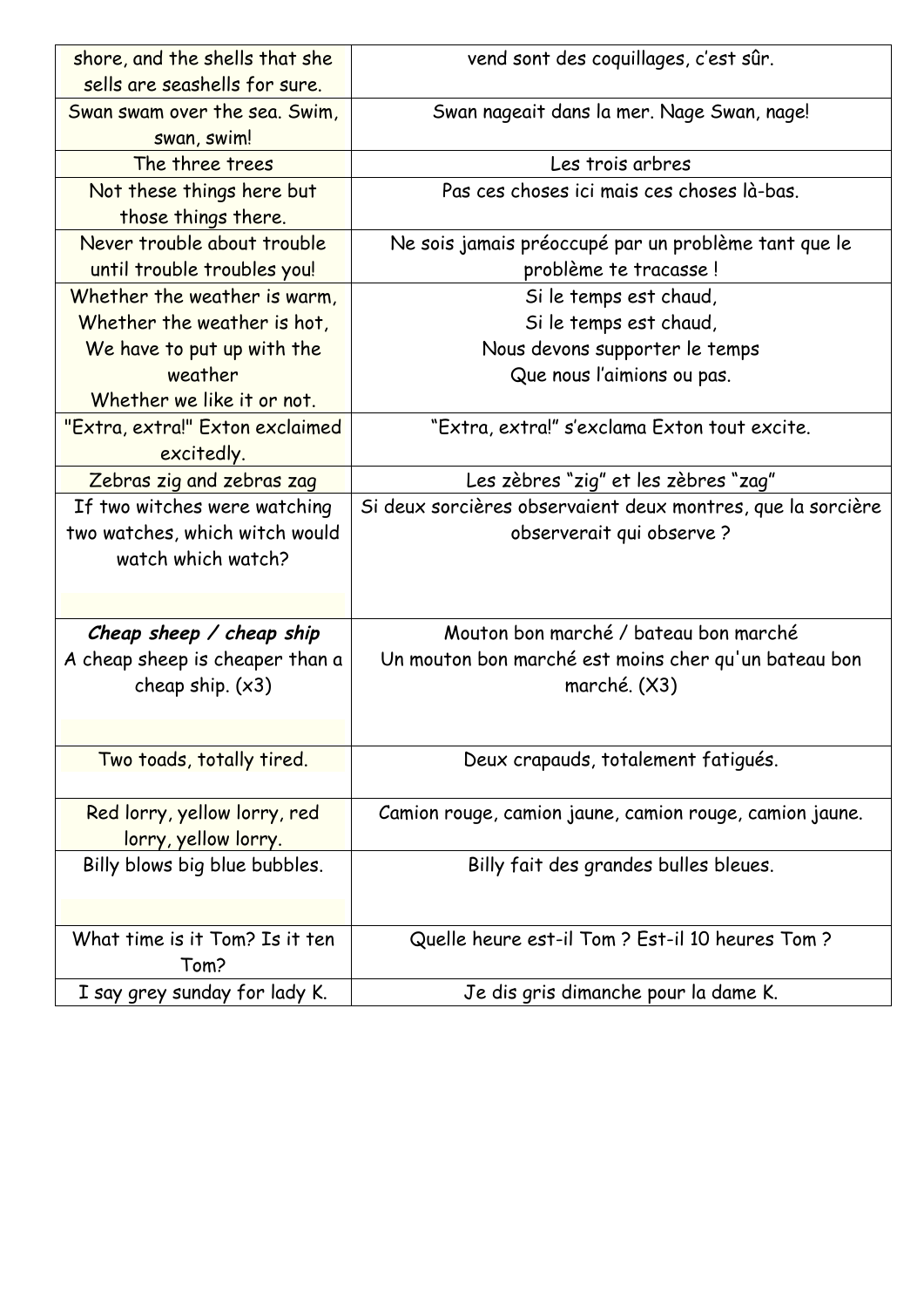| | |
|---|---|
| shore, and the shells that she sells are seashells for sure. | vend sont des coquillages, c'est sûr. |
| Swan swam over the sea. Swim, swan, swim! | Swan nageait dans la mer. Nage Swan, nage! |
| The three trees | Les trois arbres |
| Not these things here but those things there. | Pas ces choses ici mais ces choses là-bas. |
| Never trouble about trouble until trouble troubles you! | Ne sois jamais préoccupé par un problème tant que le problème te tracasse ! |
| Whether the weather is warm,<br>Whether the weather is hot,<br>We have to put up with the weather<br>Whether we like it or not. | Si le temps est chaud,<br>Si le temps est chaud,<br>Nous devons supporter le temps<br>Que nous l'aimions ou pas. |
| "Extra, extra!" Exton exclaimed excitedly. | "Extra, extra!" s'exclama Exton tout excite. |
| Zebras zig and zebras zag | Les zèbres "zig" et les zèbres "zag" |
| If two witches were watching two watches, which witch would watch which watch? | Si deux sorcières observaient deux montres, que la sorcière observerait qui observe ? |
| ***Cheap sheep / cheap ship***<br>A cheap sheep is cheaper than a cheap ship. (x3) | Mouton bon marché / bateau bon marché<br>Un mouton bon marché est moins cher qu'un bateau bon marché. (X3) |
| Two toads, totally tired. | Deux crapauds, totalement fatigués. |
| Red lorry, yellow lorry, red lorry, yellow lorry. | Camion rouge, camion jaune, camion rouge, camion jaune. |
| Billy blows big blue bubbles. | Billy fait des grandes bulles bleues. |
| What time is it Tom? Is it ten Tom? | Quelle heure est-il Tom ? Est-il 10 heures Tom ? |
| I say grey sunday for lady K. | Je dis gris dimanche pour la dame K. |